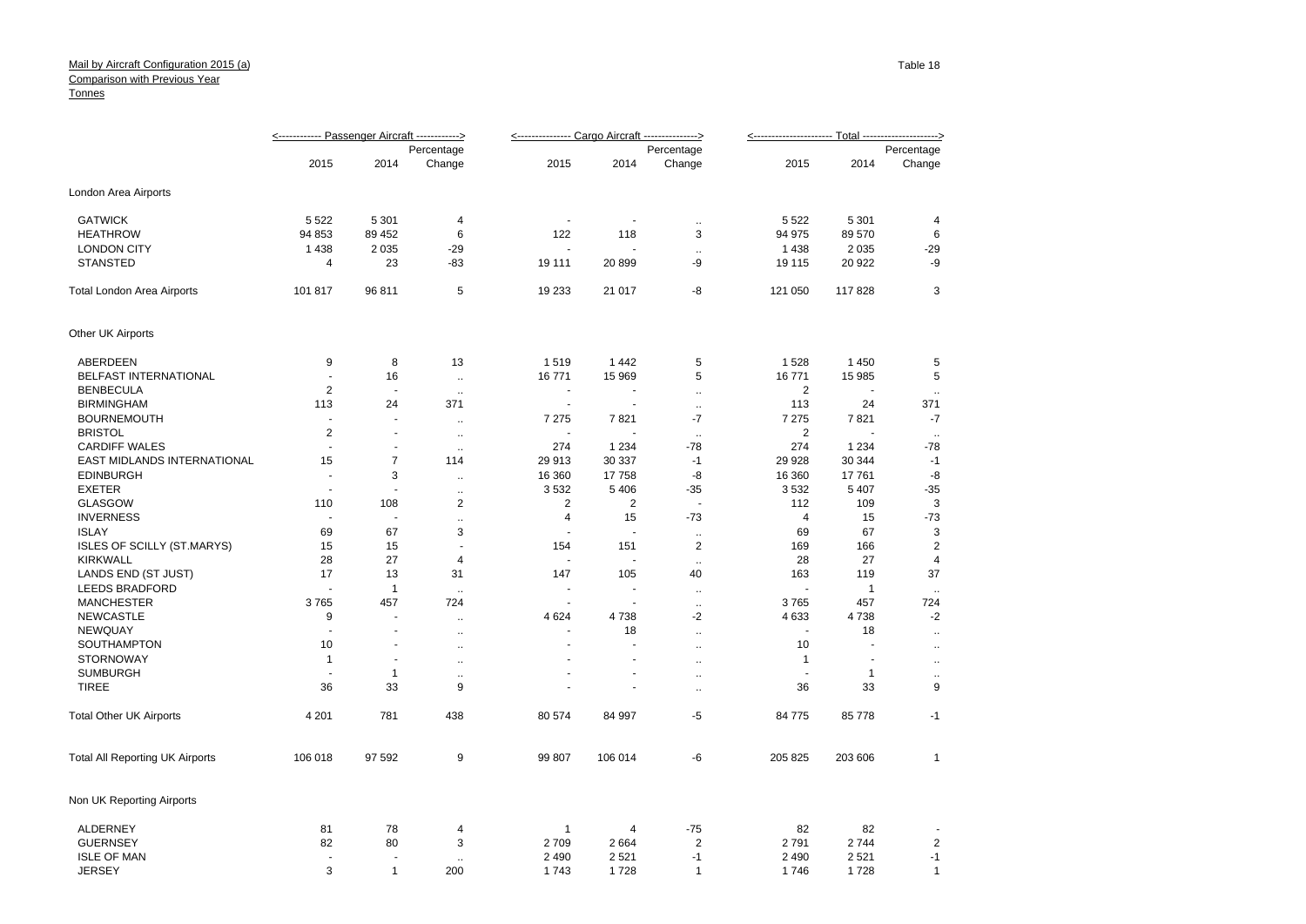Mail by Aircraft Configuration 2015 (a)
Comparison with Previous Year
Tonnes

Table 18

| | Passenger Aircraft | | | Cargo Aircraft | | | Total | | |
|---|---|---|---|---|---|---|---|---|---|
| | 2015 | 2014 | Percentage Change | 2015 | 2014 | Percentage Change | 2015 | 2014 | Percentage Change |
| London Area Airports | | | | | | | | | |
| GATWICK | 5 522 | 5 301 | 4 | - | - | .. | 5 522 | 5 301 | 4 |
| HEATHROW | 94 853 | 89 452 | 6 | 122 | 118 | 3 | 94 975 | 89 570 | 6 |
| LONDON CITY | 1 438 | 2 035 | -29 | - | - | .. | 1 438 | 2 035 | -29 |
| STANSTED | 4 | 23 | -83 | 19 111 | 20 899 | -9 | 19 115 | 20 922 | -9 |
| Total London Area Airports | 101 817 | 96 811 | 5 | 19 233 | 21 017 | -8 | 121 050 | 117 828 | 3 |
| Other UK Airports | | | | | | | | | |
| ABERDEEN | 9 | 8 | 13 | 1 519 | 1 442 | 5 | 1 528 | 1 450 | 5 |
| BELFAST INTERNATIONAL | - | 16 | .. | 16 771 | 15 969 | 5 | 16 771 | 15 985 | 5 |
| BENBECULA | 2 | - | .. | - | - | .. | 2 | - | .. |
| BIRMINGHAM | 113 | 24 | 371 | - | - | .. | 113 | 24 | 371 |
| BOURNEMOUTH | - | - | .. | 7 275 | 7 821 | -7 | 7 275 | 7 821 | -7 |
| BRISTOL | 2 | - | .. | - | - | .. | 2 | - | .. |
| CARDIFF WALES | - | - | .. | 274 | 1 234 | -78 | 274 | 1 234 | -78 |
| EAST MIDLANDS INTERNATIONAL | 15 | 7 | 114 | 29 913 | 30 337 | -1 | 29 928 | 30 344 | -1 |
| EDINBURGH | - | 3 | .. | 16 360 | 17 758 | -8 | 16 360 | 17 761 | -8 |
| EXETER | - | - | .. | 3 532 | 5 406 | -35 | 3 532 | 5 407 | -35 |
| GLASGOW | 110 | 108 | 2 | 2 | 2 | - | 112 | 109 | 3 |
| INVERNESS | - | - | .. | 4 | 15 | -73 | 4 | 15 | -73 |
| ISLAY | 69 | 67 | 3 | - | - | .. | 69 | 67 | 3 |
| ISLES OF SCILLY (ST.MARYS) | 15 | 15 | - | 154 | 151 | 2 | 169 | 166 | 2 |
| KIRKWALL | 28 | 27 | 4 | - | - | .. | 28 | 27 | 4 |
| LANDS END (ST JUST) | 17 | 13 | 31 | 147 | 105 | 40 | 163 | 119 | 37 |
| LEEDS BRADFORD | - | 1 | .. | - | - | .. | - | 1 | .. |
| MANCHESTER | 3 765 | 457 | 724 | - | - | .. | 3 765 | 457 | 724 |
| NEWCASTLE | 9 | - | .. | 4 624 | 4 738 | -2 | 4 633 | 4 738 | -2 |
| NEWQUAY | - | - | .. | - | 18 | .. | - | 18 | .. |
| SOUTHAMPTON | 10 | - | .. | - | - | .. | 10 | - | .. |
| STORNOWAY | 1 | - | .. | - | - | .. | 1 | - | .. |
| SUMBURGH | - | 1 | .. | - | - | .. | - | 1 | .. |
| TIREE | 36 | 33 | 9 | - | - | .. | 36 | 33 | 9 |
| Total Other UK Airports | 4 201 | 781 | 438 | 80 574 | 84 997 | -5 | 84 775 | 85 778 | -1 |
| Total All Reporting UK Airports | 106 018 | 97 592 | 9 | 99 807 | 106 014 | -6 | 205 825 | 203 606 | 1 |
| Non UK Reporting Airports | | | | | | | | | |
| ALDERNEY | 81 | 78 | 4 | 1 | 4 | -75 | 82 | 82 | - |
| GUERNSEY | 82 | 80 | 3 | 2 709 | 2 664 | 2 | 2 791 | 2 744 | 2 |
| ISLE OF MAN | - | - | .. | 2 490 | 2 521 | -1 | 2 490 | 2 521 | -1 |
| JERSEY | 3 | 1 | 200 | 1 743 | 1 728 | 1 | 1 746 | 1 728 | 1 |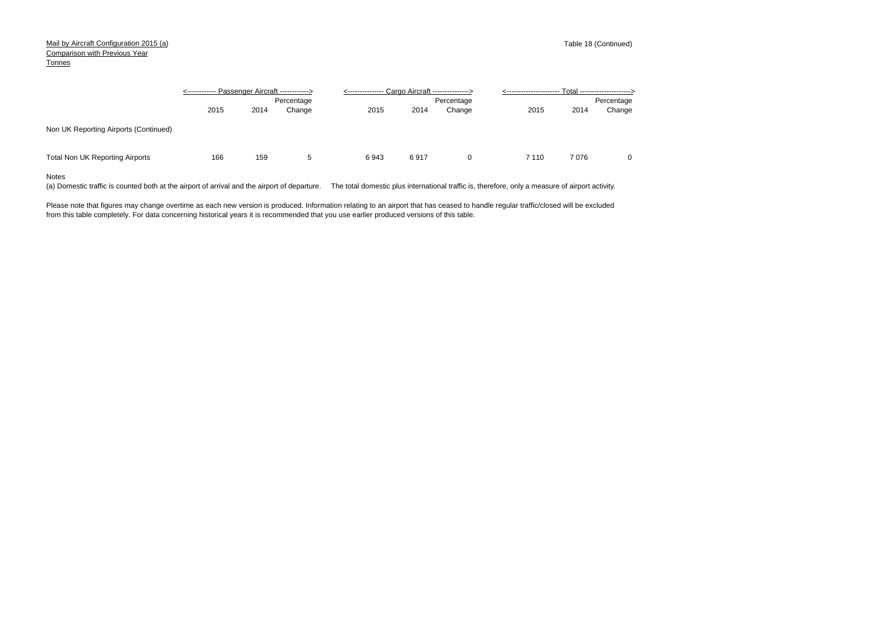Mail by Aircraft Configuration 2015 (a)
Comparison with Previous Year
Tonnes

Table 18 (Continued)

| | Passenger Aircraft | | | Cargo Aircraft | | | Total | | |
|---|---|---|---|---|---|---|---|---|---|
| | 2015 | 2014 | Percentage Change | 2015 | 2014 | Percentage Change | 2015 | 2014 | Percentage Change |
| Non UK Reporting Airports (Continued) | | | | | | | | | |
| Total Non UK Reporting Airports | 166 | 159 | 5 | 6 943 | 6 917 | 0 | 7 110 | 7 076 | 0 |

Notes

(a) Domestic traffic is counted both at the airport of arrival and the airport of departure. The total domestic plus international traffic is, therefore, only a measure of airport activity.

Please note that figures may change overtime as each new version is produced. Information relating to an airport that has ceased to handle regular traffic/closed will be excluded from this table completely. For data concerning historical years it is recommended that you use earlier produced versions of this table.